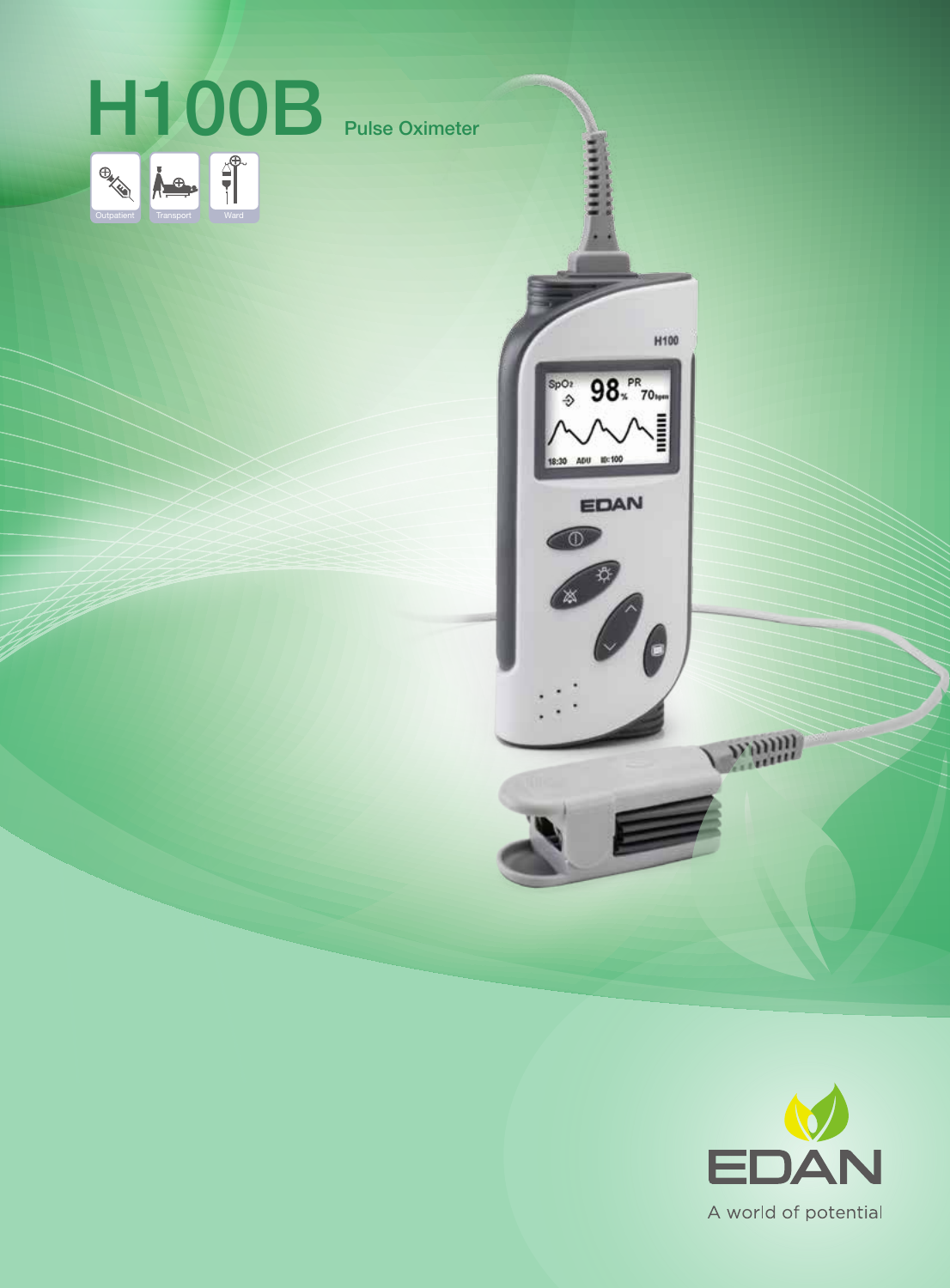# H100B Pulse Oximeter

Outpatient Transport Ward

EDAN

A world of potential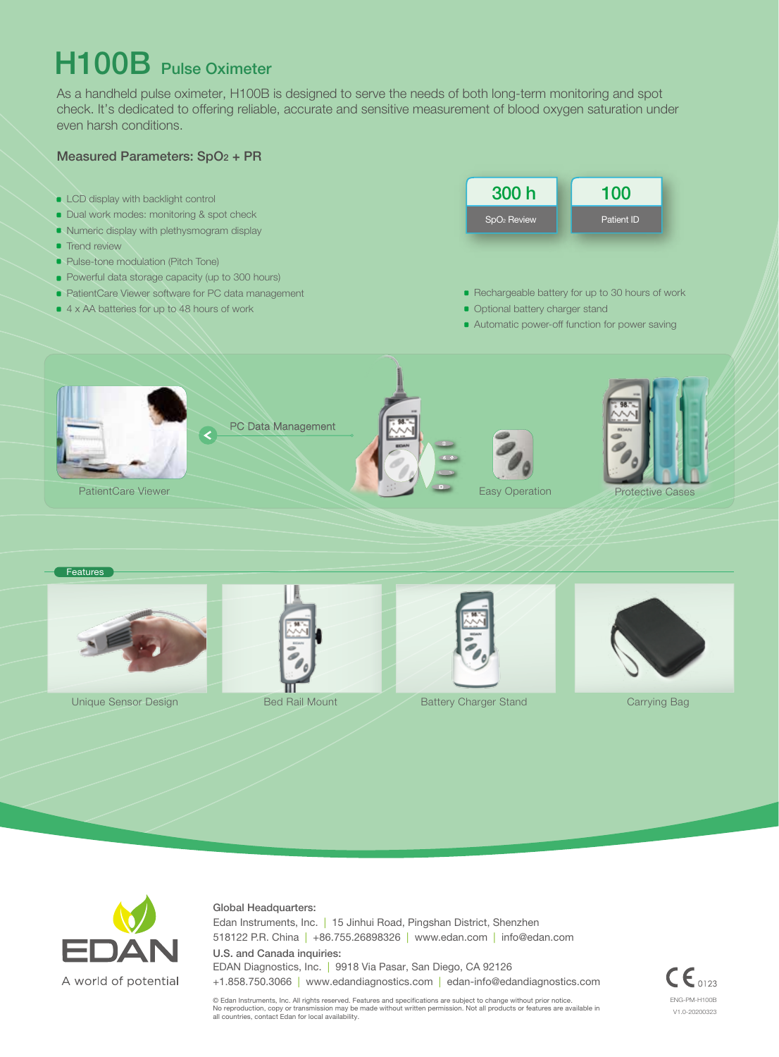# H100B Pulse Oximeter

As a handheld pulse oximeter, H100B is designed to serve the needs of both long-term monitoring and spot check. It's dedicated to offering reliable, accurate and sensitive measurement of blood oxygen saturation under even harsh conditions.

### Measured Parameters: $SpO_2$ + PR

- LCD display with backlight control
- Dual work modes: monitoring & spot check
- Numeric display with plethysmogram display
- Trend review
- Pulse-tone modulation (Pitch Tone)
- Powerful data storage capacity (up to 300 hours)
- PatientCare Viewer software for PC data management
- 4 x AA batteries for up to 48 hours of work

**300 h** — $SpO_2$ Review

**100** — Patient ID

- Rechargeable battery for up to 30 hours of work
- Optional battery charger stand
- Automatic power-off function for power saving

PatientCare Viewer

PC Data Management

Easy Operation

Protective Cases

## Features

Unique Sensor Design

Bed Rail Mount

Battery Charger Stand

Carrying Bag

EDAN

A world of potential

**Global Headquarters:**
Edan Instruments, Inc. | 15 Jinhui Road, Pingshan District, Shenzhen 518122 P.R. China | +86.755.26898326 | www.edan.com | info@edan.com

**U.S. and Canada inquiries:**
EDAN Diagnostics, Inc. | 9918 Via Pasar, San Diego, CA 92126
+1.858.750.3066 | www.edandiagnostics.com | edan-info@edandiagnostics.com

© Edan Instruments, Inc. All rights reserved. Features and specifications are subject to change without prior notice. No reproduction, copy or transmission may be made without written permission. Not all products or features are available in all countries, contact Edan for local availability.

CE 0123

ENG-PM-H100B

V1.0-20200323